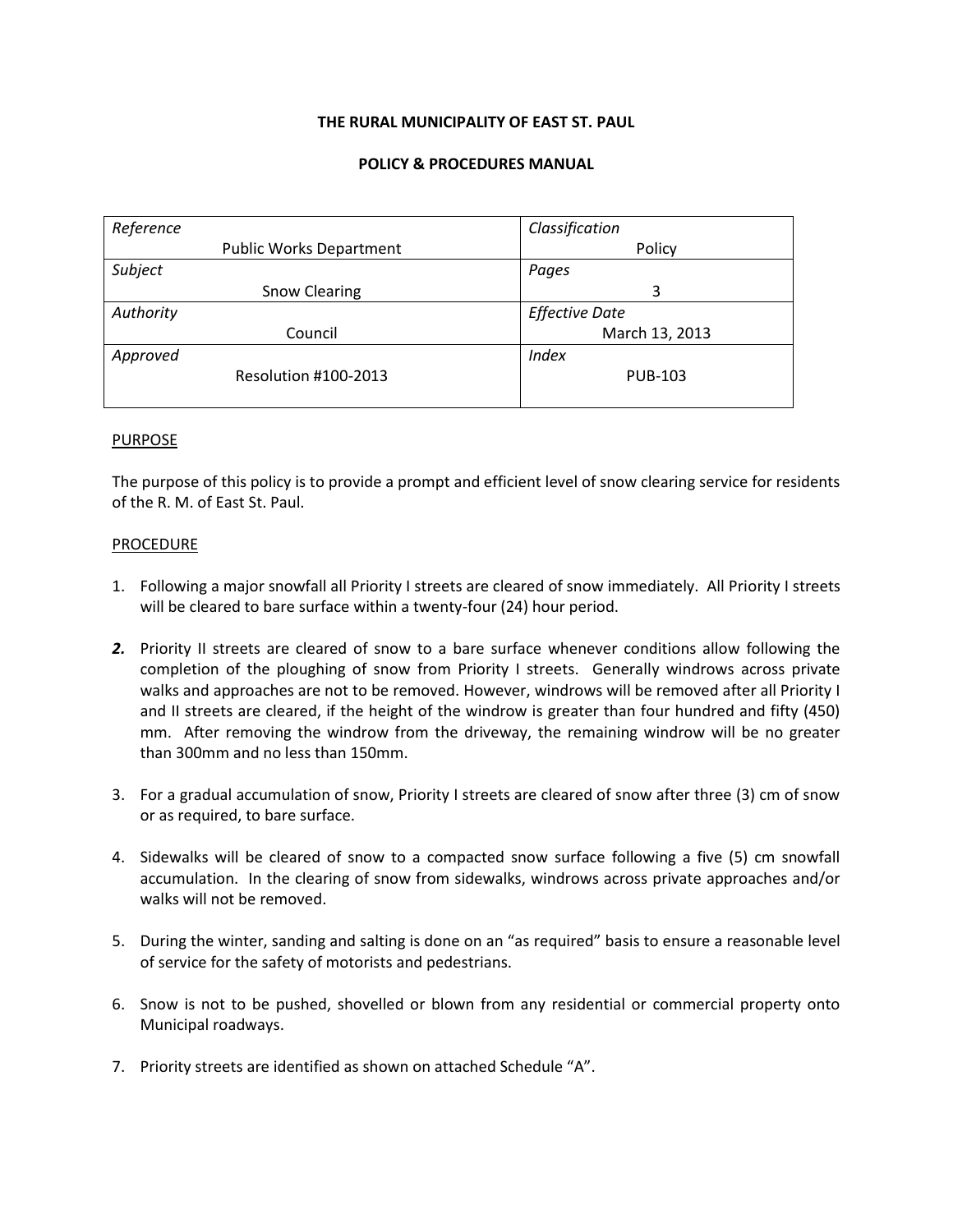**THE RURAL MUNICIPALITY OF EAST ST. PAUL**

**POLICY & PROCEDURES MANUAL**

| *Reference* Public Works Department | *Classification* Policy |
|---|---|
| *Subject* Snow Clearing | *Pages* 3 |
| *Authority* Council | *Effective Date* March 13, 2013 |
| *Approved* Resolution #100-2013 | *Index* PUB-103 |

PURPOSE

The purpose of this policy is to provide a prompt and efficient level of snow clearing service for residents of the R. M. of East St. Paul.

PROCEDURE

1. Following a major snowfall all Priority I streets are cleared of snow immediately. All Priority I streets will be cleared to bare surface within a twenty-four (24) hour period.

2. Priority II streets are cleared of snow to a bare surface whenever conditions allow following the completion of the ploughing of snow from Priority I streets. Generally windrows across private walks and approaches are not to be removed. However, windrows will be removed after all Priority I and II streets are cleared, if the height of the windrow is greater than four hundred and fifty (450) mm. After removing the windrow from the driveway, the remaining windrow will be no greater than 300mm and no less than 150mm.

3. For a gradual accumulation of snow, Priority I streets are cleared of snow after three (3) cm of snow or as required, to bare surface.

4. Sidewalks will be cleared of snow to a compacted snow surface following a five (5) cm snowfall accumulation. In the clearing of snow from sidewalks, windrows across private approaches and/or walks will not be removed.

5. During the winter, sanding and salting is done on an "as required" basis to ensure a reasonable level of service for the safety of motorists and pedestrians.

6. Snow is not to be pushed, shovelled or blown from any residential or commercial property onto Municipal roadways.

7. Priority streets are identified as shown on attached Schedule "A".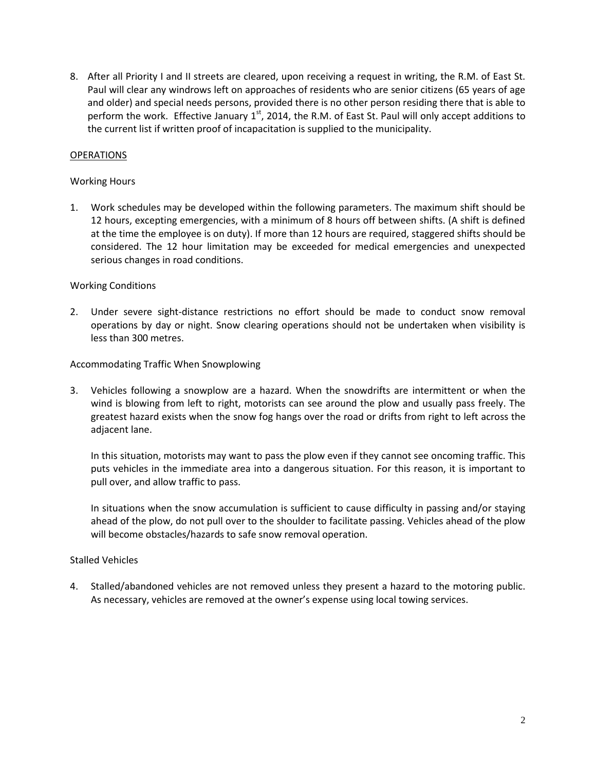8. After all Priority I and II streets are cleared, upon receiving a request in writing, the R.M. of East St. Paul will clear any windrows left on approaches of residents who are senior citizens (65 years of age and older) and special needs persons, provided there is no other person residing there that is able to perform the work. Effective January 1st, 2014, the R.M. of East St. Paul will only accept additions to the current list if written proof of incapacitation is supplied to the municipality.

## OPERATIONS

### Working Hours

1. Work schedules may be developed within the following parameters. The maximum shift should be 12 hours, excepting emergencies, with a minimum of 8 hours off between shifts. (A shift is defined at the time the employee is on duty). If more than 12 hours are required, staggered shifts should be considered. The 12 hour limitation may be exceeded for medical emergencies and unexpected serious changes in road conditions.

### Working Conditions

2. Under severe sight-distance restrictions no effort should be made to conduct snow removal operations by day or night. Snow clearing operations should not be undertaken when visibility is less than 300 metres.

### Accommodating Traffic When Snowplowing

3. Vehicles following a snowplow are a hazard. When the snowdrifts are intermittent or when the wind is blowing from left to right, motorists can see around the plow and usually pass freely. The greatest hazard exists when the snow fog hangs over the road or drifts from right to left across the adjacent lane.

   In this situation, motorists may want to pass the plow even if they cannot see oncoming traffic. This puts vehicles in the immediate area into a dangerous situation. For this reason, it is important to pull over, and allow traffic to pass.

   In situations when the snow accumulation is sufficient to cause difficulty in passing and/or staying ahead of the plow, do not pull over to the shoulder to facilitate passing. Vehicles ahead of the plow will become obstacles/hazards to safe snow removal operation.

### Stalled Vehicles

4. Stalled/abandoned vehicles are not removed unless they present a hazard to the motoring public. As necessary, vehicles are removed at the owner's expense using local towing services.